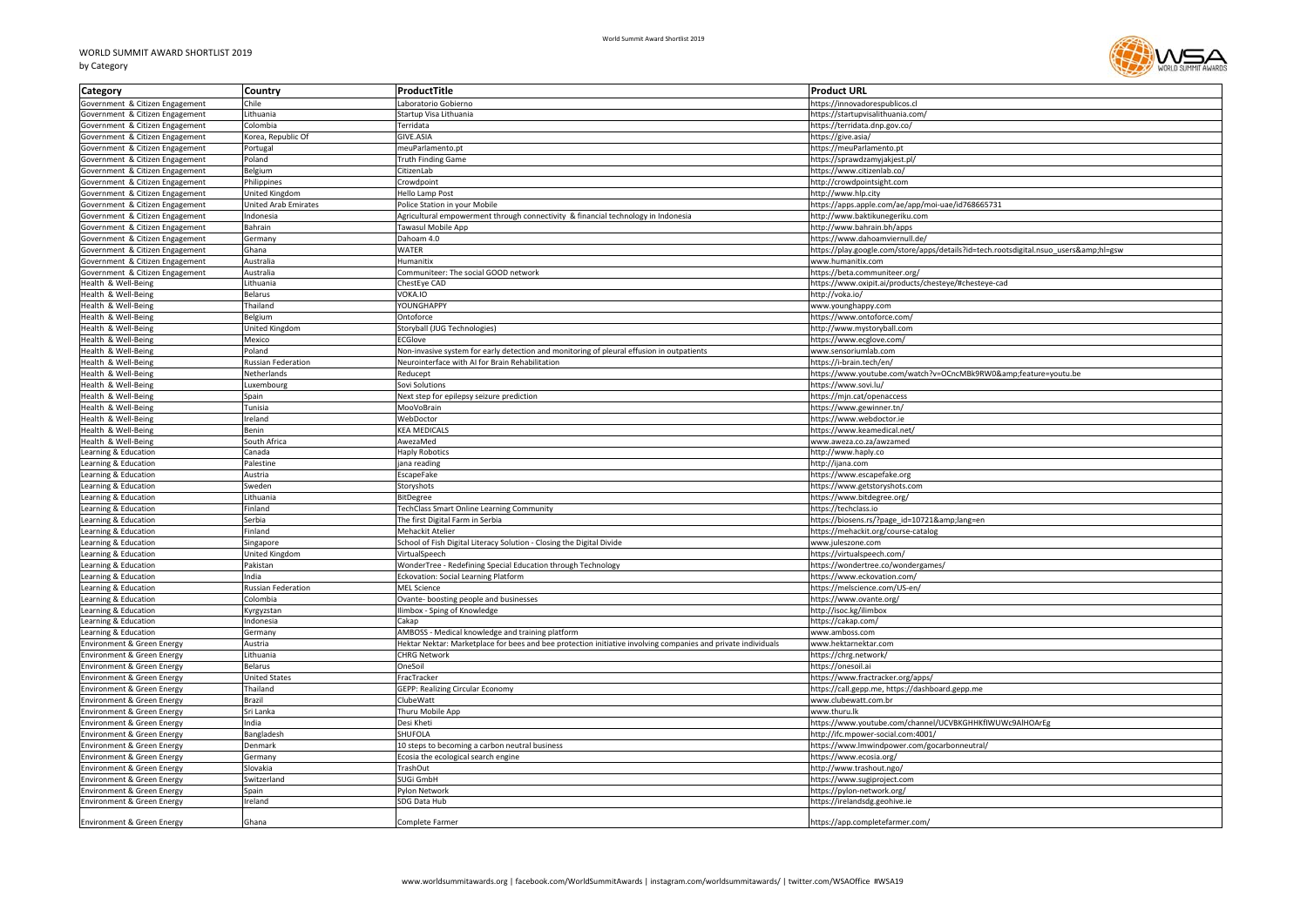WORLD SUMMIT AWARD SHORTLIST 2019

by Category

| Category | Country | ProductTitle | Product URL |
|---|---|---|---|
| Government & Citizen Engagement | Chile | Laboratorio Gobierno | https://innovadorespublicos.cl |
| Government & Citizen Engagement | Lithuania | Startup Visa Lithuania | https://startupvisalithuania.com/ |
| Government & Citizen Engagement | Colombia | Terridata | https://terridata.dnp.gov.co/ |
| Government & Citizen Engagement | Korea, Republic Of | GIVE.ASIA | https://give.asia/ |
| Government & Citizen Engagement | Portugal | meuParlamento.pt | https://meuParlamento.pt |
| Government & Citizen Engagement | Poland | Truth Finding Game | https://sprawdzamyjakjest.pl/ |
| Government & Citizen Engagement | Belgium | CitizenLab | https://www.citizenlab.co/ |
| Government & Citizen Engagement | Philippines | Crowdpoint | http://crowdpointsight.com |
| Government & Citizen Engagement | United Kingdom | Hello Lamp Post | http://www.hlp.city |
| Government & Citizen Engagement | United Arab Emirates | Police Station in your Mobile | https://apps.apple.com/ae/app/moi-uae/id768665731 |
| Government & Citizen Engagement | Indonesia | Agricultural empowerment through connectivity & financial technology in Indonesia | http://www.baktikunegeriku.com |
| Government & Citizen Engagement | Bahrain | Tawasul Mobile App | http://www.bahrain.bh/apps |
| Government & Citizen Engagement | Germany | Dahoam 4.0 | https://www.dahoamviernull.de/ |
| Government & Citizen Engagement | Ghana | WATER | https://play.google.com/store/apps/details?id=tech.rootsdigital.nsuo_users&amp;hl=gsw |
| Government & Citizen Engagement | Australia | Humanitix | www.humanitix.com |
| Government & Citizen Engagement | Australia | Communiteer: The social GOOD network | https://beta.communiteer.org/ |
| Health & Well-Being | Lithuania | ChestEye CAD | https://www.oxipit.ai/products/chesteye/#chesteye-cad |
| Health & Well-Being | Belarus | VOKA.IO | http://voka.io/ |
| Health & Well-Being | Thailand | YOUNGHAPPY | www.younghappy.com |
| Health & Well-Being | Belgium | Ontoforce | https://www.ontoforce.com/ |
| Health & Well-Being | United Kingdom | Storyball (JUG Technologies) | http://www.mystoryball.com |
| Health & Well-Being | Mexico | ECGlove | https://www.ecglove.com/ |
| Health & Well-Being | Poland | Non-invasive system for early detection and monitoring of pleural effusion in outpatients | www.sensoriumlab.com |
| Health & Well-Being | Russian Federation | Neurointerface with AI for Brain Rehabilitation | https://i-brain.tech/en/ |
| Health & Well-Being | Netherlands | Reducept | https://www.youtube.com/watch?v=OCncMBk9RW0&amp;feature=youtu.be |
| Health & Well-Being | Luxembourg | Sovi Solutions | https://www.sovi.lu/ |
| Health & Well-Being | Spain | Next step for epilepsy seizure prediction | https://mjn.cat/openaccess |
| Health & Well-Being | Tunisia | MooVoBrain | https://www.gewinner.tn/ |
| Health & Well-Being | Ireland | WebDoctor | https://www.webdoctor.ie |
| Health & Well-Being | Benin | KEA MEDICALS | https://www.keamedical.net/ |
| Health & Well-Being | South Africa | AwezaMed | www.aweza.co.za/awzamed |
| Learning & Education | Canada | Haply Robotics | http://www.haply.co |
| Learning & Education | Palestine | jana reading | http://ijana.com |
| Learning & Education | Austria | EscapeFake | https://www.escapefake.org |
| Learning & Education | Sweden | Storyshots | https://www.getstoryshots.com |
| Learning & Education | Lithuania | BitDegree | https://www.bitdegree.org/ |
| Learning & Education | Finland | TechClass Smart Online Learning Community | https://techclass.io |
| Learning & Education | Serbia | The first Digital Farm in Serbia | https://biosens.rs/?page_id=10721&amp;lang=en |
| Learning & Education | Finland | Mehackit Atelier | https://mehackit.org/course-catalog |
| Learning & Education | Singapore | School of Fish Digital Literacy Solution - Closing the Digital Divide | www.juleszone.com |
| Learning & Education | United Kingdom | VirtualSpeech | https://virtualspeech.com/ |
| Learning & Education | Pakistan | WonderTree - Redefining Special Education through Technology | https://wondertree.co/wondergames/ |
| Learning & Education | India | Eckovation: Social Learning Platform | https://www.eckovation.com/ |
| Learning & Education | Russian Federation | MEL Science | https://melscience.com/US-en/ |
| Learning & Education | Colombia | Ovante- boosting people and businesses | https://www.ovante.org/ |
| Learning & Education | Kyrgyzstan | Ilimbox - Sping of Knowledge | http://isoc.kg/ilimbox |
| Learning & Education | Indonesia | Cakap | https://cakap.com/ |
| Learning & Education | Germany | AMBOSS - Medical knowledge and training platform | www.amboss.com |
| Environment & Green Energy | Austria | Hektar Nektar: Marketplace for bees and bee protection initiative involving companies and private individuals | www.hektarnektar.com |
| Environment & Green Energy | Lithuania | CHRG Network | https://chrg.network/ |
| Environment & Green Energy | Belarus | OneSoil | https://onesoil.ai |
| Environment & Green Energy | United States | FracTracker | https://www.fractracker.org/apps/ |
| Environment & Green Energy | Thailand | GEPP: Realizing Circular Economy | https://call.gepp.me, https://dashboard.gepp.me |
| Environment & Green Energy | Brazil | ClubeWatt | www.clubewatt.com.br |
| Environment & Green Energy | Sri Lanka | Thuru Mobile App | www.thuru.lk |
| Environment & Green Energy | India | Desi Kheti | https://www.youtube.com/channel/UCVBKGHHKfIWUWc9AlHOArEg |
| Environment & Green Energy | Bangladesh | SHUFOLA | http://ifc.mpower-social.com:4001/ |
| Environment & Green Energy | Denmark | 10 steps to becoming a carbon neutral business | https://www.lmwindpower.com/gocarbonneutral/ |
| Environment & Green Energy | Germany | Ecosia the ecological search engine | https://www.ecosia.org/ |
| Environment & Green Energy | Slovakia | TrashOut | http://www.trashout.ngo/ |
| Environment & Green Energy | Switzerland | SUGi GmbH | https://www.sugiproject.com |
| Environment & Green Energy | Spain | Pylon Network | https://pylon-network.org/ |
| Environment & Green Energy | Ireland | SDG Data Hub | https://irelandsdg.geohive.ie |
| Environment & Green Energy | Ghana | Complete Farmer | https://app.completefarmer.com/ |

www.worldsummitawards.org | facebook.com/WorldSummitAwards | instagram.com/worldsummitawards/ | twitter.com/WSAOffice #WSA19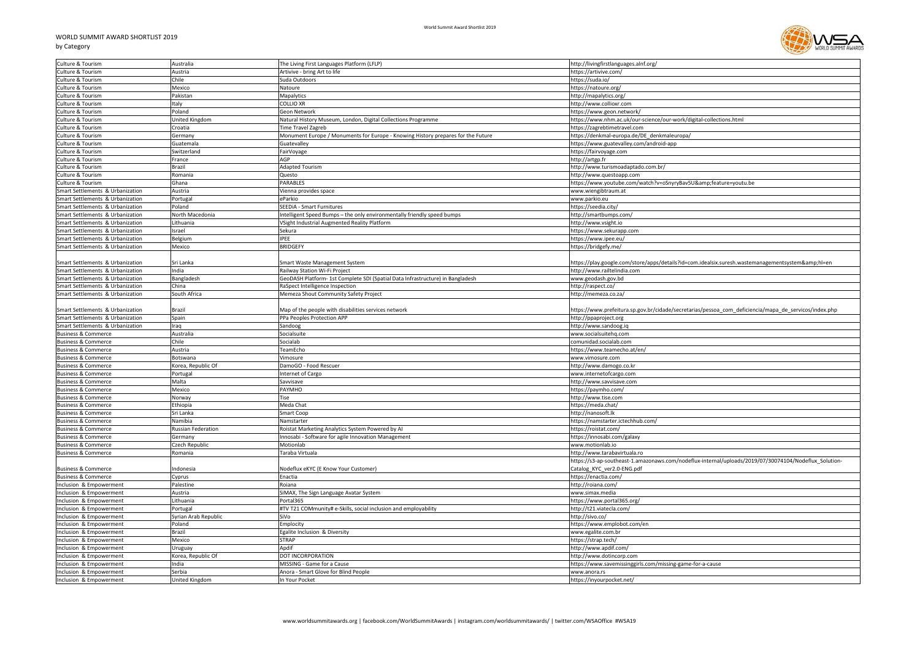# WORLD SUMMIT AWARD SHORTLIST 2019

by Category

| Category | Country | Project | URL |
|---|---|---|---|
| Culture & Tourism | Australia | The Living First Languages Platform (LFLP) | http://livingfirstlanguages.alnf.org/ |
| Culture & Tourism | Austria | Artivive - bring Art to life | https://artivive.com/ |
| Culture & Tourism | Chile | Suda Outdoors | https://suda.io/ |
| Culture & Tourism | Mexico | Natoure | https://natoure.org/ |
| Culture & Tourism | Pakistan | Mapalytics | http://mapalytics.org/ |
| Culture & Tourism | Italy | COLLIO XR | http://www.collioxr.com |
| Culture & Tourism | Poland | Geon Network | https://www.geon.network/ |
| Culture & Tourism | United Kingdom | Natural History Museum, London, Digital Collections Programme | https://www.nhm.ac.uk/our-science/our-work/digital-collections.html |
| Culture & Tourism | Croatia | Time Travel Zagreb | https://zagrebtimetravel.com |
| Culture & Tourism | Germany | Monument Europe / Monuments for Europe - Knowing History prepares for the Future | https://denkmal-europa.de/DE_denkmaleuropa/ |
| Culture & Tourism | Guatemala | Guatevalley | https://www.guatevalley.com/android-app |
| Culture & Tourism | Switzerland | FairVoyage | https://fairvoyage.com |
| Culture & Tourism | France | AGP | http://artgp.fr |
| Culture & Tourism | Brazil | Adapted Tourism | http://www.turismoadaptado.com.br/ |
| Culture & Tourism | Romania | Questo | http://www.questoapp.com |
| Culture & Tourism | Ghana | PARABLES | https://www.youtube.com/watch?v=oSnyryBav5U&amp;feature=youtu.be |
| Smart Settlements & Urbanization | Austria | Vienna provides space | www.wiengibtraum.at |
| Smart Settlements & Urbanization | Portugal | eParkio | www.parkio.eu |
| Smart Settlements & Urbanization | Poland | SEEDiA - Smart Furnitures | https://seedia.city/ |
| Smart Settlements & Urbanization | North Macedonia | Intelligent Speed Bumps – the only environmentally friendly speed bumps | http://smartbumps.com/ |
| Smart Settlements & Urbanization | Lithuania | VSight Industrial Augmented Reality Platform | http://www.vsight.io |
| Smart Settlements & Urbanization | Israel | Sekura | https://www.sekurapp.com |
| Smart Settlements & Urbanization | Belgium | IPEE | https://www.ipee.eu/ |
| Smart Settlements & Urbanization | Mexico | BRIDGEFY | https://bridgefy.me/ |
| Smart Settlements & Urbanization | Sri Lanka | Smart Waste Management System | https://play.google.com/store/apps/details?id=com.idealsix.suresh.wastemanagementsystem&amp;hl=en |
| Smart Settlements & Urbanization | India | Railway Station Wi-Fi Project | http://www.railtelindia.com |
| Smart Settlements & Urbanization | Bangladesh | GeoDASH Platform- 1st Complete SDI (Spatial Data Infrastructure) in Bangladesh | www.geodash.gov.bd |
| Smart Settlements & Urbanization | China | RaSpect Intelligence Inspection | http://raspect.co/ |
| Smart Settlements & Urbanization | South Africa | Memeza Shout Community Safety Project | http://memeza.co.za/ |
| Smart Settlements & Urbanization | Brazil | Map of the people with disabilities services network | https://www.prefeitura.sp.gov.br/cidade/secretarias/pessoa_com_deficiencia/mapa_de_servicos/index.php |
| Smart Settlements & Urbanization | Spain | PPa Peoples Protection APP | http://ppaproject.org |
| Smart Settlements & Urbanization | Iraq | Sandoog | http://www.sandoog.iq |
| Business & Commerce | Australia | Socialsuite | www.socialsuitehq.com |
| Business & Commerce | Chile | Socialab | comunidad.socialab.com |
| Business & Commerce | Austria | TeamEcho | https://www.teamecho.at/en/ |
| Business & Commerce | Botswana | Vimosure | www.vimosure.com |
| Business & Commerce | Korea, Republic Of | DamoGO - Food Rescuer | http://www.damogo.co.kr |
| Business & Commerce | Portugal | Internet of Cargo | www.internetofcargo.com |
| Business & Commerce | Malta | Savvisave | http://www.savvisave.com |
| Business & Commerce | Mexico | PAYMHO | https://paymho.com/ |
| Business & Commerce | Norway | Tise | http://www.tise.com |
| Business & Commerce | Ethiopia | Meda Chat | https://meda.chat/ |
| Business & Commerce | Sri Lanka | Smart Coop | http://nanosoft.lk |
| Business & Commerce | Namibia | Namstarter | https://namstarter.ictechhub.com/ |
| Business & Commerce | Russian Federation | Roistat Marketing Analytics System Powered by AI | https://roistat.com/ |
| Business & Commerce | Germany | Innosabi - Software for agile Innovation Management | https://innosabi.com/galaxy |
| Business & Commerce | Czech Republic | Motionlab | www.motionlab.io |
| Business & Commerce | Romania | Taraba Virtuala | http://www.tarabavirtuala.ro |
| Business & Commerce | Indonesia | Nodeflux eKYC (E Know Your Customer) | https://s3-ap-southeast-1.amazonaws.com/nodeflux-internal/uploads/2019/07/30074104/Nodeflux_Solution-Catalog_KYC_ver2.0-ENG.pdf |
| Business & Commerce | Cyprus | Enactia | https://enactia.com/ |
| Inclusion & Empowerment | Palestine | Roiana | http://roiana.com/ |
| Inclusion & Empowerment | Austria | SiMAX, The Sign Language Avatar System | www.simax.media |
| Inclusion & Empowerment | Lithuania | Portal365 | https://www.portal365.org/ |
| Inclusion & Empowerment | Portugal | #TV T21 COMmunity# e-Skills, social inclusion and employability | http://t21.viatecla.com/ |
| Inclusion & Empowerment | Syrian Arab Republic | SiVo | http://sivo.co/ |
| Inclusion & Empowerment | Poland | Emplocity | https://www.emplobot.com/en |
| Inclusion & Empowerment | Brazil | Egalite Inclusion & Diversity | www.egalite.com.br |
| Inclusion & Empowerment | Mexico | STRAP | https://strap.tech/ |
| Inclusion & Empowerment | Uruguay | Apdif | http://www.apdif.com/ |
| Inclusion & Empowerment | Korea, Republic Of | DOT INCORPORATION | http://www.dotincorp.com |
| Inclusion & Empowerment | India | MISSING - Game for a Cause | https://www.savemissinggirls.com/missing-game-for-a-cause |
| Inclusion & Empowerment | Serbia | Anora - Smart Glove for Blind People | www.anora.rs |
| Inclusion & Empowerment | United Kingdom | In Your Pocket | https://inyourpocket.net/ |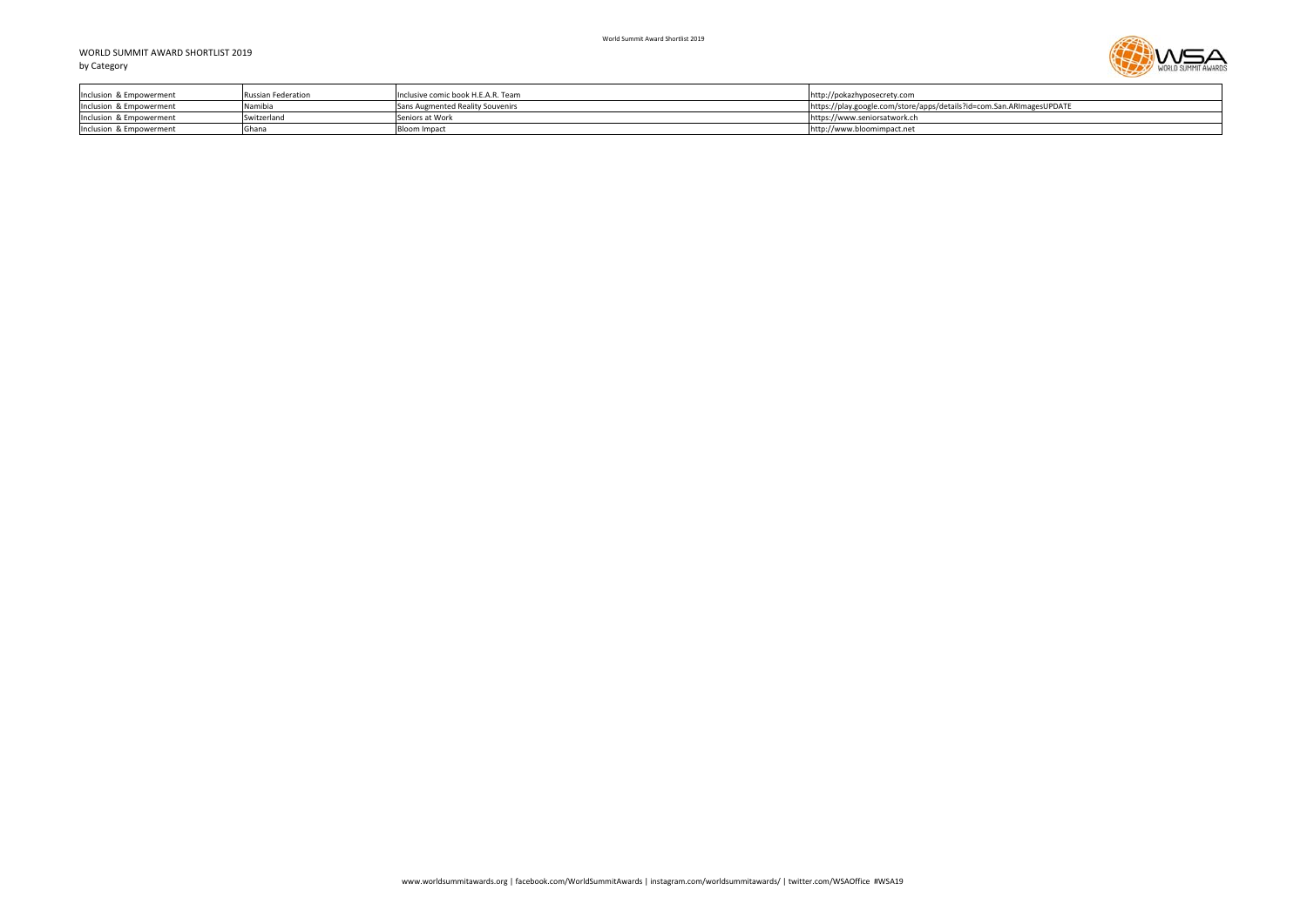WORLD SUMMIT AWARD SHORTLIST 2019
by Category

| | | | |
|---|---|---|---|
| Inclusion & Empowerment | Russian Federation | Inclusive comic book H.E.A.R. Team | http://pokazhyposecrety.com |
| Inclusion & Empowerment | Namibia | Sans Augmented Reality Souvenirs | https://play.google.com/store/apps/details?id=com.San.ARImagesUPDATE |
| Inclusion & Empowerment | Switzerland | Seniors at Work | https://www.seniorsatwork.ch |
| Inclusion & Empowerment | Ghana | Bloom Impact | http://www.bloomimpact.net |